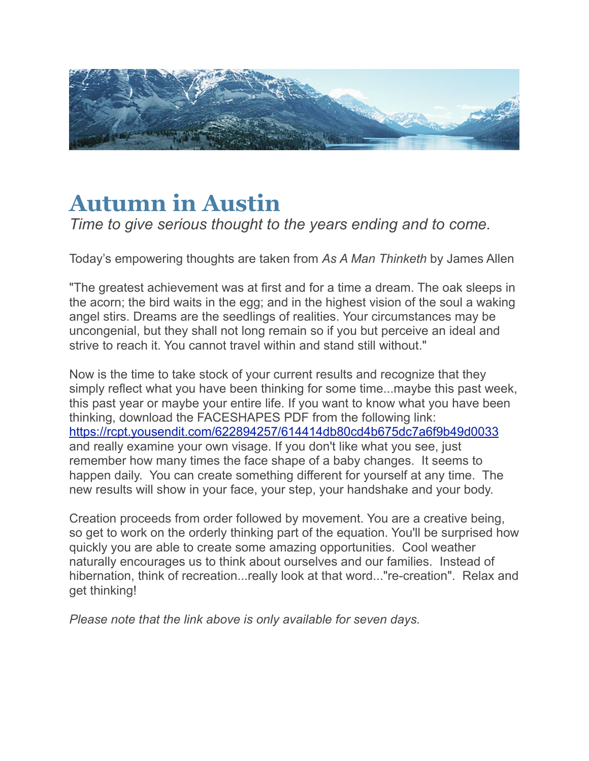# Autumn in Austin

*Time to give serious thought to the years ending and to come.*

Today's empowering thoughts are taken from *As A Man Thinketh* by James Allen

"The greatest achievement was at first and for a time a dream. The oak sleeps in the acorn; the bird waits in the egg; and in the highest vision of the soul a waking angel stirs. Dreams are the seedlings of realities. Your circumstances may be uncongenial, but they shall not long remain so if you but perceive an ideal and strive to reach it. You cannot travel within and stand still without."

Now is the time to take stock of your current results and recognize that they simply reflect what you have been thinking for some time...maybe this past week, this past year or maybe your entire life. If you want to know what you have been thinking, download the FACESHAPES PDF from the following link: https://rcpt.yousendit.com/622894257/614414db80cd4b675dc7a6f9b49d0033 and really examine your own visage. If you don't like what you see, just remember how many times the face shape of a baby changes. It seems to happen daily. You can create something different for yourself at any time. The new results will show in your face, your step, your handshake and your body.

Creation proceeds from order followed by movement. You are a creative being, so get to work on the orderly thinking part of the equation. You'll be surprised how quickly you are able to create some amazing opportunities. Cool weather naturally encourages us to think about ourselves and our families. Instead of hibernation, think of recreation...really look at that word..."re-creation". Relax and get thinking!

*Please note that the link above is only available for seven days.*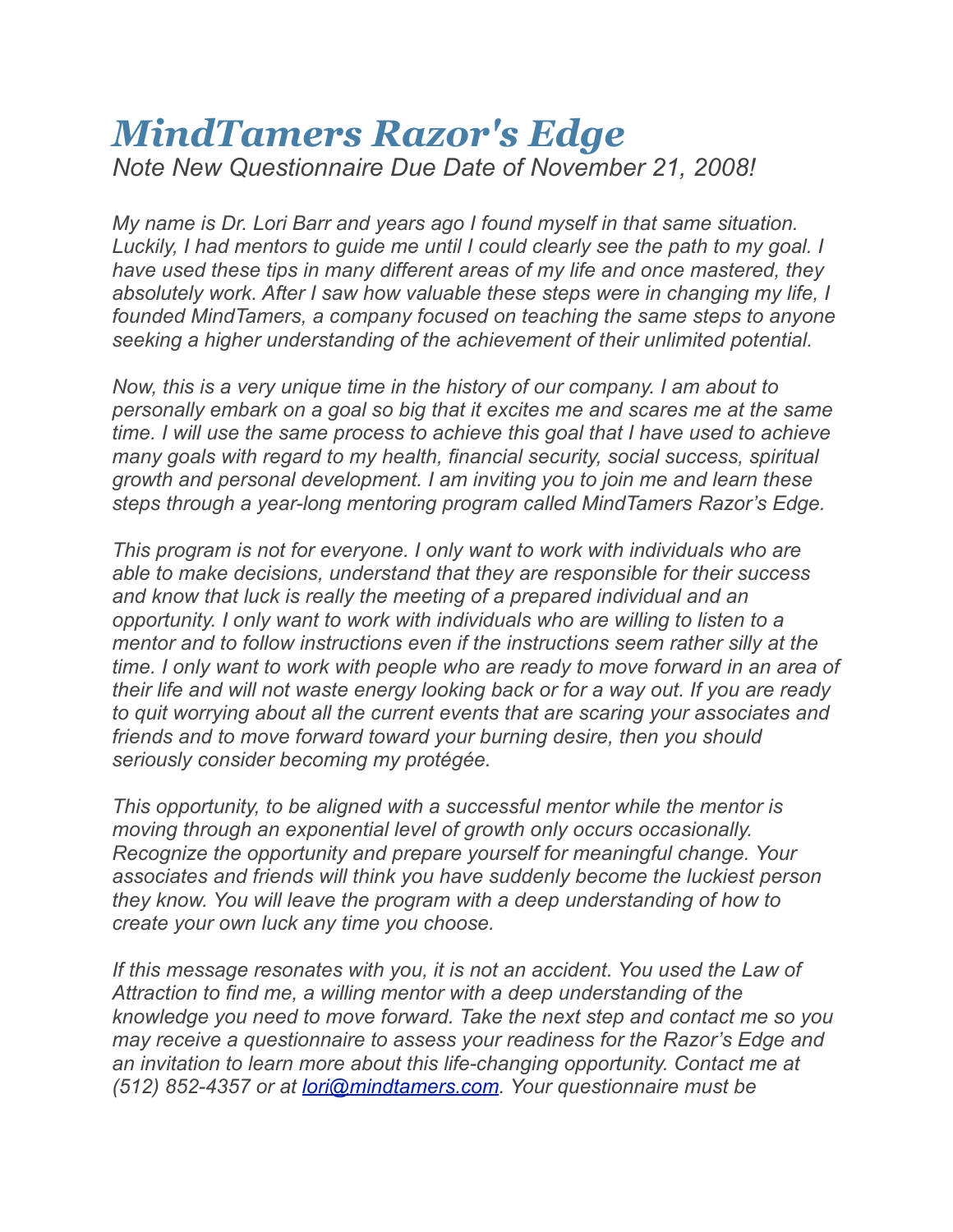# *MindTamers Razor's Edge*

*Note New Questionnaire Due Date of November 21, 2008!*

*My name is Dr. Lori Barr and years ago I found myself in that same situation. Luckily, I had mentors to guide me until I could clearly see the path to my goal. I have used these tips in many different areas of my life and once mastered, they absolutely work. After I saw how valuable these steps were in changing my life, I founded MindTamers, a company focused on teaching the same steps to anyone seeking a higher understanding of the achievement of their unlimited potential.*

*Now, this is a very unique time in the history of our company. I am about to personally embark on a goal so big that it excites me and scares me at the same time. I will use the same process to achieve this goal that I have used to achieve many goals with regard to my health, financial security, social success, spiritual growth and personal development. I am inviting you to join me and learn these steps through a year-long mentoring program called MindTamers Razor's Edge.*

*This program is not for everyone. I only want to work with individuals who are able to make decisions, understand that they are responsible for their success and know that luck is really the meeting of a prepared individual and an opportunity. I only want to work with individuals who are willing to listen to a mentor and to follow instructions even if the instructions seem rather silly at the time. I only want to work with people who are ready to move forward in an area of their life and will not waste energy looking back or for a way out. If you are ready to quit worrying about all the current events that are scaring your associates and friends and to move forward toward your burning desire, then you should seriously consider becoming my protégée.*

*This opportunity, to be aligned with a successful mentor while the mentor is moving through an exponential level of growth only occurs occasionally. Recognize the opportunity and prepare yourself for meaningful change. Your associates and friends will think you have suddenly become the luckiest person they know. You will leave the program with a deep understanding of how to create your own luck any time you choose.*

*If this message resonates with you, it is not an accident. You used the Law of Attraction to find me, a willing mentor with a deep understanding of the knowledge you need to move forward. Take the next step and contact me so you may receive a questionnaire to assess your readiness for the Razor's Edge and an invitation to learn more about this life-changing opportunity. Contact me at (512) 852-4357 or at [lori@mindtamers.com](mailto:lori@mindtamers.com). Your questionnaire must be*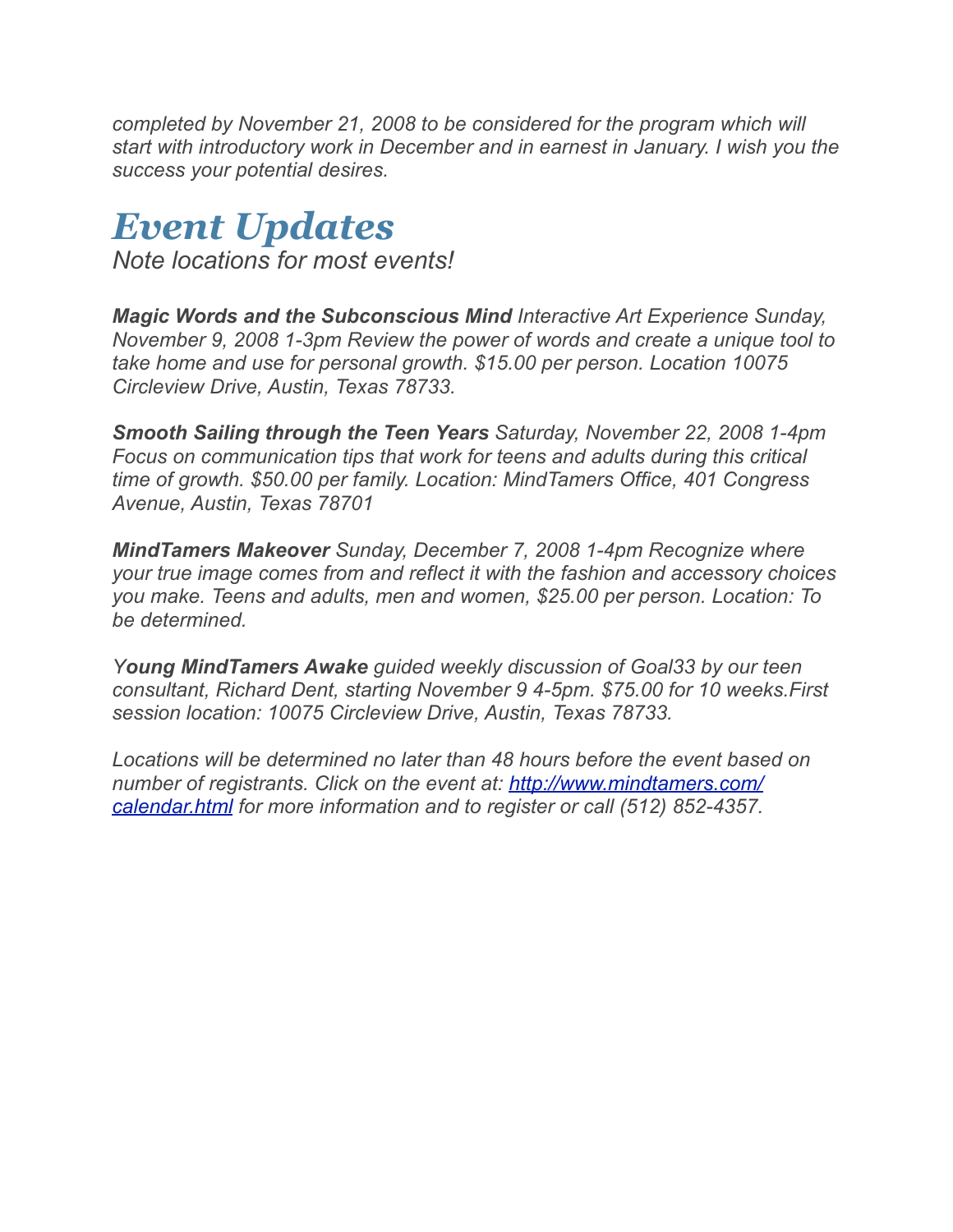*completed by November 21, 2008 to be considered for the program which will start with introductory work in December and in earnest in January. I wish you the success your potential desires.*

# *Event Updates*

*Note locations for most events!*

***Magic Words and the Subconscious Mind*** *Interactive Art Experience Sunday, November 9, 2008 1-3pm Review the power of words and create a unique tool to take home and use for personal growth. $15.00 per person. Location 10075 Circleview Drive, Austin, Texas 78733.*

***Smooth Sailing through the Teen Years*** *Saturday, November 22, 2008 1-4pm Focus on communication tips that work for teens and adults during this critical time of growth. $50.00 per family. Location: MindTamers Office, 401 Congress Avenue, Austin, Texas 78701*

***MindTamers Makeover*** *Sunday, December 7, 2008 1-4pm Recognize where your true image comes from and reflect it with the fashion and accessory choices you make. Teens and adults, men and women, $25.00 per person. Location: To be determined.*

*Y**oung MindTamers Awake*** *guided weekly discussion of Goal33 by our teen consultant, Richard Dent, starting November 9 4-5pm. $75.00 for 10 weeks.First session location: 10075 Circleview Drive, Austin, Texas 78733.*

*Locations will be determined no later than 48 hours before the event based on number of registrants. Click on the event at: [http://www.mindtamers.com/calendar.html](http://www.mindtamers.com/calendar.html) for more information and to register or call (512) 852-4357.*